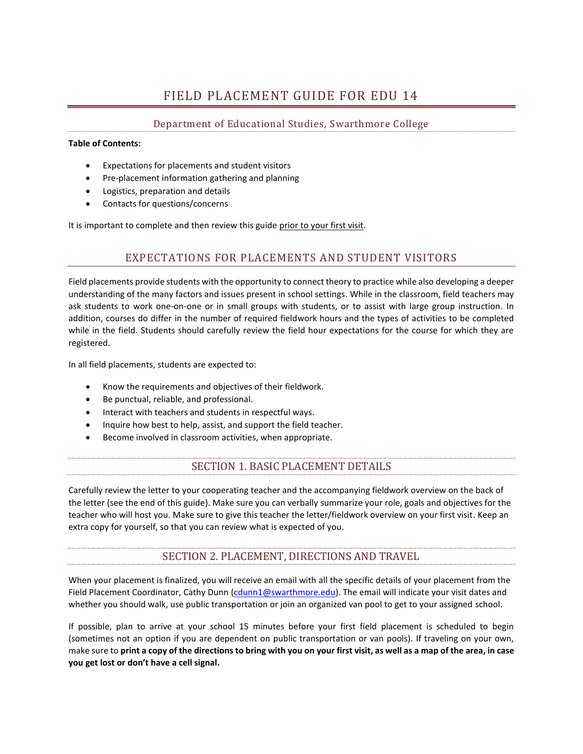# FIELD PLACEMENT GUIDE FOR EDU 14

## Department of Educational Studies, Swarthmore College

**Table of Contents:**

- Expectations for placements and student visitors
- Pre-placement information gathering and planning
- Logistics, preparation and details
- Contacts for questions/concerns

It is important to complete and then review this guide prior to your first visit.

## EXPECTATIONS FOR PLACEMENTS AND STUDENT VISITORS

Field placements provide students with the opportunity to connect theory to practice while also developing a deeper understanding of the many factors and issues present in school settings. While in the classroom, field teachers may ask students to work one-on-one or in small groups with students, or to assist with large group instruction. In addition, courses do differ in the number of required fieldwork hours and the types of activities to be completed while in the field. Students should carefully review the field hour expectations for the course for which they are registered.

In all field placements, students are expected to:

- Know the requirements and objectives of their fieldwork.
- Be punctual, reliable, and professional.
- Interact with teachers and students in respectful ways.
- Inquire how best to help, assist, and support the field teacher.
- Become involved in classroom activities, when appropriate.

## SECTION 1. BASIC PLACEMENT DETAILS

Carefully review the letter to your cooperating teacher and the accompanying fieldwork overview on the back of the letter (see the end of this guide). Make sure you can verbally summarize your role, goals and objectives for the teacher who will host you. Make sure to give this teacher the letter/fieldwork overview on your first visit. Keep an extra copy for yourself, so that you can review what is expected of you.

## SECTION 2. PLACEMENT, DIRECTIONS AND TRAVEL

When your placement is finalized, you will receive an email with all the specific details of your placement from the Field Placement Coordinator, Cathy Dunn (cdunn1@swarthmore.edu). The email will indicate your visit dates and whether you should walk, use public transportation or join an organized van pool to get to your assigned school.

If possible, plan to arrive at your school 15 minutes before your first field placement is scheduled to begin (sometimes not an option if you are dependent on public transportation or van pools). If traveling on your own, make sure to **print a copy of the directions to bring with you on your first visit, as well as a map of the area, in case you get lost or don't have a cell signal.**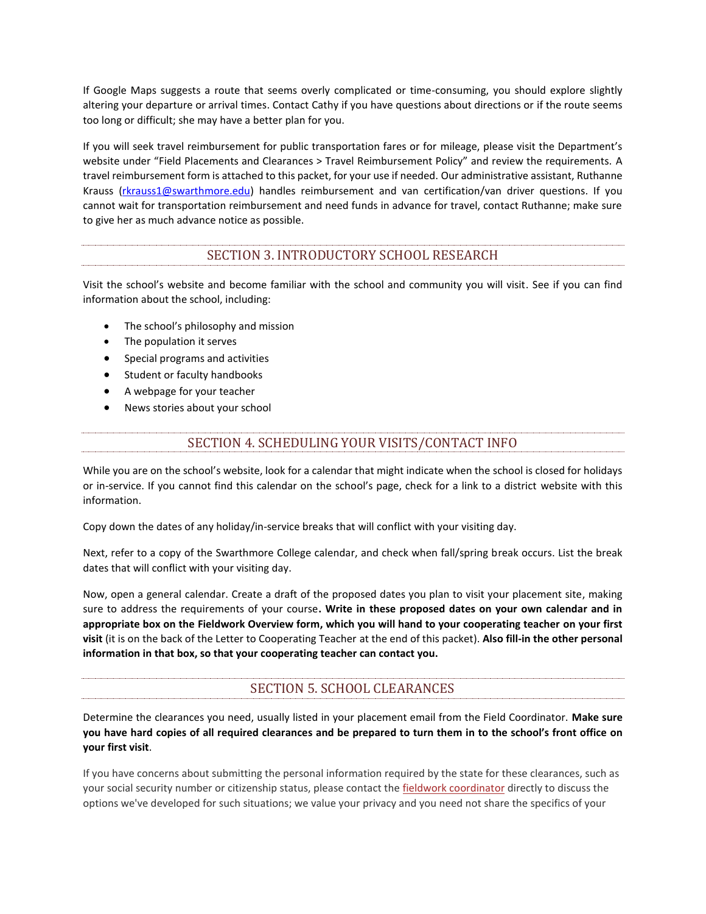If Google Maps suggests a route that seems overly complicated or time-consuming, you should explore slightly altering your departure or arrival times. Contact Cathy if you have questions about directions or if the route seems too long or difficult; she may have a better plan for you.

If you will seek travel reimbursement for public transportation fares or for mileage, please visit the Department's website under "Field Placements and Clearances > Travel Reimbursement Policy" and review the requirements. A travel reimbursement form is attached to this packet, for your use if needed. Our administrative assistant, Ruthanne Krauss ([rkrauss1@swarthmore.edu](mailto:rkrauss1@swarthmore.edu)) handles reimbursement and van certification/van driver questions. If you cannot wait for transportation reimbursement and need funds in advance for travel, contact Ruthanne; make sure to give her as much advance notice as possible.

## SECTION 3. INTRODUCTORY SCHOOL RESEARCH

Visit the school's website and become familiar with the school and community you will visit. See if you can find information about the school, including:

- The school's philosophy and mission
- The population it serves
- Special programs and activities
- Student or faculty handbooks
- A webpage for your teacher
- News stories about your school

## SECTION 4. SCHEDULING YOUR VISITS/CONTACT INFO

While you are on the school's website, look for a calendar that might indicate when the school is closed for holidays or in-service. If you cannot find this calendar on the school's page, check for a link to a district website with this information.

Copy down the dates of any holiday/in-service breaks that will conflict with your visiting day.

Next, refer to a copy of the Swarthmore College calendar, and check when fall/spring break occurs. List the break dates that will conflict with your visiting day.

Now, open a general calendar. Create a draft of the proposed dates you plan to visit your placement site, making sure to address the requirements of your course**. Write in these proposed dates on your own calendar and in appropriate box on the Fieldwork Overview form, which you will hand to your cooperating teacher on your first visit** (it is on the back of the Letter to Cooperating Teacher at the end of this packet). **Also fill-in the other personal information in that box, so that your cooperating teacher can contact you.**

## SECTION 5. SCHOOL CLEARANCES

Determine the clearances you need, usually listed in your placement email from the Field Coordinator. **Make sure you have hard copies of all required clearances and be prepared to turn them in to the school's front office on your first visit**.

If you have concerns about submitting the personal information required by the state for these clearances, such as your social security number or citizenship status, please contact the fieldwork coordinator directly to discuss the options we've developed for such situations; we value your privacy and you need not share the specifics of your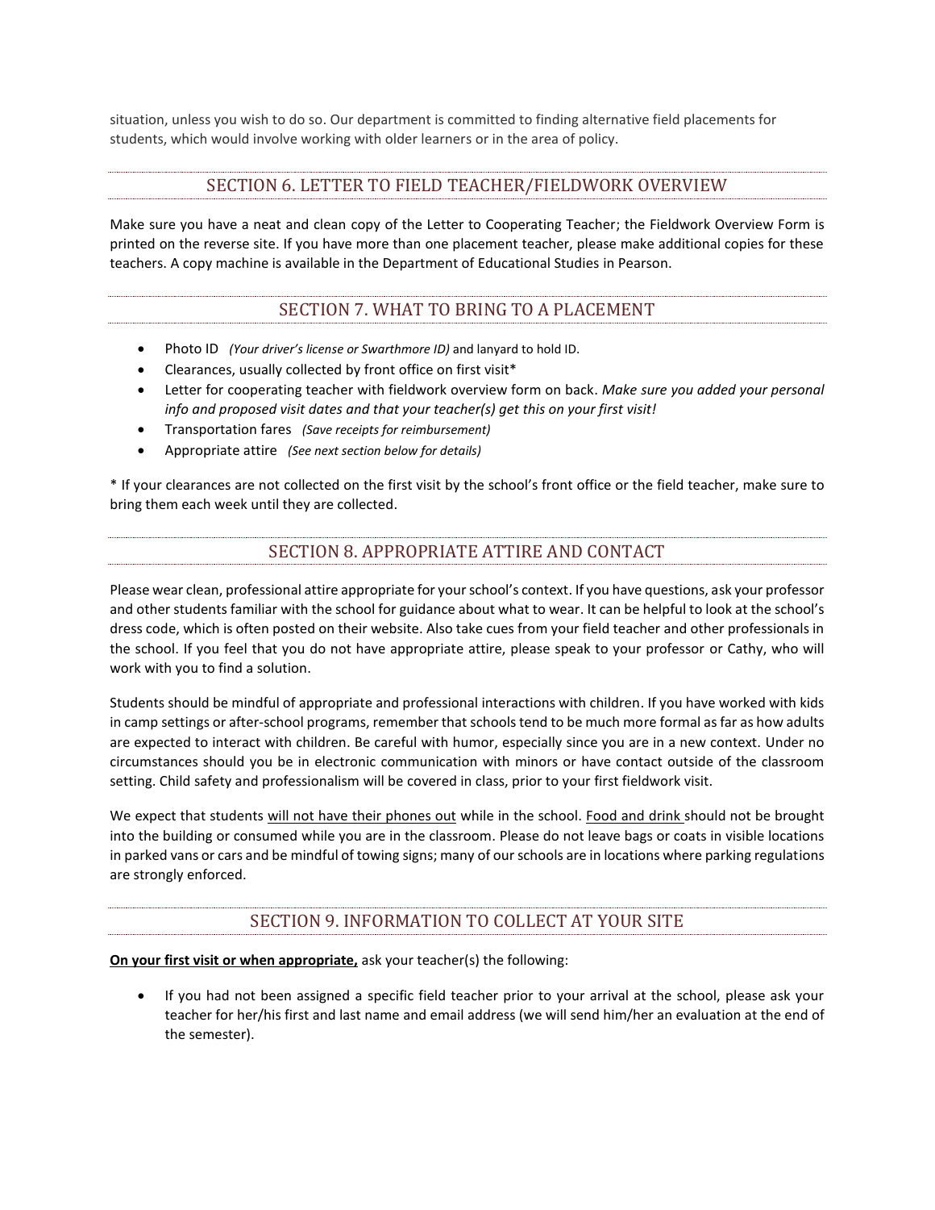situation, unless you wish to do so. Our department is committed to finding alternative field placements for students, which would involve working with older learners or in the area of policy.

## SECTION 6. LETTER TO FIELD TEACHER/FIELDWORK OVERVIEW

Make sure you have a neat and clean copy of the Letter to Cooperating Teacher; the Fieldwork Overview Form is printed on the reverse site. If you have more than one placement teacher, please make additional copies for these teachers. A copy machine is available in the Department of Educational Studies in Pearson.

## SECTION 7. WHAT TO BRING TO A PLACEMENT

- Photo ID *(Your driver's license or Swarthmore ID)* and lanyard to hold ID.
- Clearances, usually collected by front office on first visit*
- Letter for cooperating teacher with fieldwork overview form on back. *Make sure you added your personal info and proposed visit dates and that your teacher(s) get this on your first visit!*
- Transportation fares *(Save receipts for reimbursement)*
- Appropriate attire *(See next section below for details)*

* If your clearances are not collected on the first visit by the school's front office or the field teacher, make sure to bring them each week until they are collected.

## SECTION 8. APPROPRIATE ATTIRE AND CONTACT

Please wear clean, professional attire appropriate for your school's context. If you have questions, ask your professor and other students familiar with the school for guidance about what to wear. It can be helpful to look at the school's dress code, which is often posted on their website. Also take cues from your field teacher and other professionals in the school. If you feel that you do not have appropriate attire, please speak to your professor or Cathy, who will work with you to find a solution.

Students should be mindful of appropriate and professional interactions with children. If you have worked with kids in camp settings or after-school programs, remember that schools tend to be much more formal as far as how adults are expected to interact with children. Be careful with humor, especially since you are in a new context. Under no circumstances should you be in electronic communication with minors or have contact outside of the classroom setting. Child safety and professionalism will be covered in class, prior to your first fieldwork visit.

We expect that students <u>will not have their phones out</u> while in the school. <u>Food and drink</u> should not be brought into the building or consumed while you are in the classroom. Please do not leave bags or coats in visible locations in parked vans or cars and be mindful of towing signs; many of our schools are in locations where parking regulations are strongly enforced.

## SECTION 9. INFORMATION TO COLLECT AT YOUR SITE

**<u>On your first visit or when appropriate,</u>** ask your teacher(s) the following:

- If you had not been assigned a specific field teacher prior to your arrival at the school, please ask your teacher for her/his first and last name and email address (we will send him/her an evaluation at the end of the semester).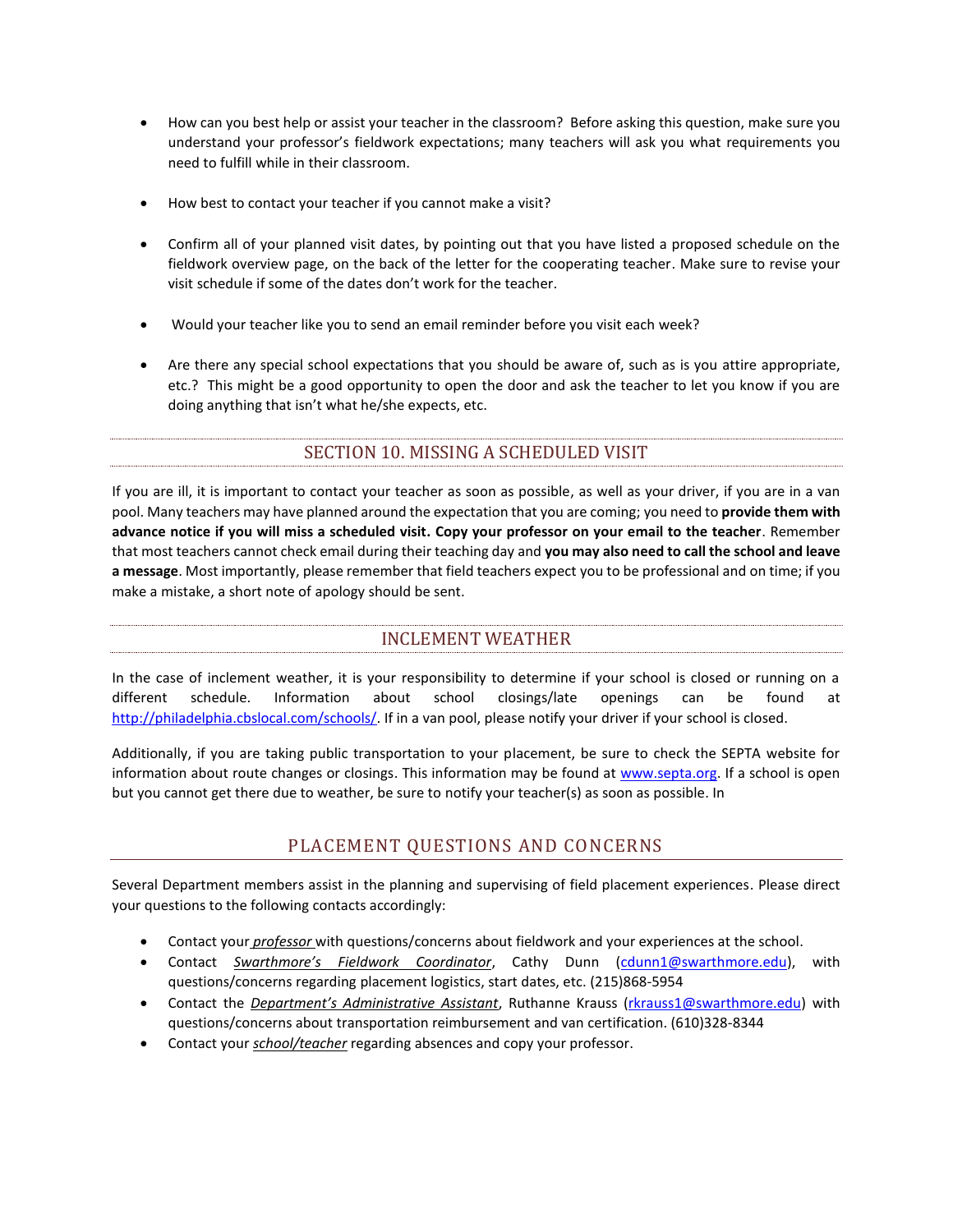- How can you best help or assist your teacher in the classroom? Before asking this question, make sure you understand your professor's fieldwork expectations; many teachers will ask you what requirements you need to fulfill while in their classroom.

- How best to contact your teacher if you cannot make a visit?

- Confirm all of your planned visit dates, by pointing out that you have listed a proposed schedule on the fieldwork overview page, on the back of the letter for the cooperating teacher. Make sure to revise your visit schedule if some of the dates don't work for the teacher.

- Would your teacher like you to send an email reminder before you visit each week?

- Are there any special school expectations that you should be aware of, such as is you attire appropriate, etc.? This might be a good opportunity to open the door and ask the teacher to let you know if you are doing anything that isn't what he/she expects, etc.

## SECTION 10. MISSING A SCHEDULED VISIT

If you are ill, it is important to contact your teacher as soon as possible, as well as your driver, if you are in a van pool. Many teachers may have planned around the expectation that you are coming; you need to **provide them with advance notice if you will miss a scheduled visit. Copy your professor on your email to the teacher**. Remember that most teachers cannot check email during their teaching day and **you may also need to call the school and leave a message**. Most importantly, please remember that field teachers expect you to be professional and on time; if you make a mistake, a short note of apology should be sent.

## INCLEMENT WEATHER

In the case of inclement weather, it is your responsibility to determine if your school is closed or running on a different schedule. Information about school closings/late openings can be found at http://philadelphia.cbslocal.com/schools/. If in a van pool, please notify your driver if your school is closed.

Additionally, if you are taking public transportation to your placement, be sure to check the SEPTA website for information about route changes or closings. This information may be found at www.septa.org. If a school is open but you cannot get there due to weather, be sure to notify your teacher(s) as soon as possible. In

## PLACEMENT QUESTIONS AND CONCERNS

Several Department members assist in the planning and supervising of field placement experiences. Please direct your questions to the following contacts accordingly:

- Contact your *professor* with questions/concerns about fieldwork and your experiences at the school.
- Contact *Swarthmore's Fieldwork Coordinator*, Cathy Dunn (cdunn1@swarthmore.edu), with questions/concerns regarding placement logistics, start dates, etc. (215)868-5954
- Contact the *Department's Administrative Assistant*, Ruthanne Krauss (rkrauss1@swarthmore.edu) with questions/concerns about transportation reimbursement and van certification. (610)328-8344
- Contact your *school/teacher* regarding absences and copy your professor.